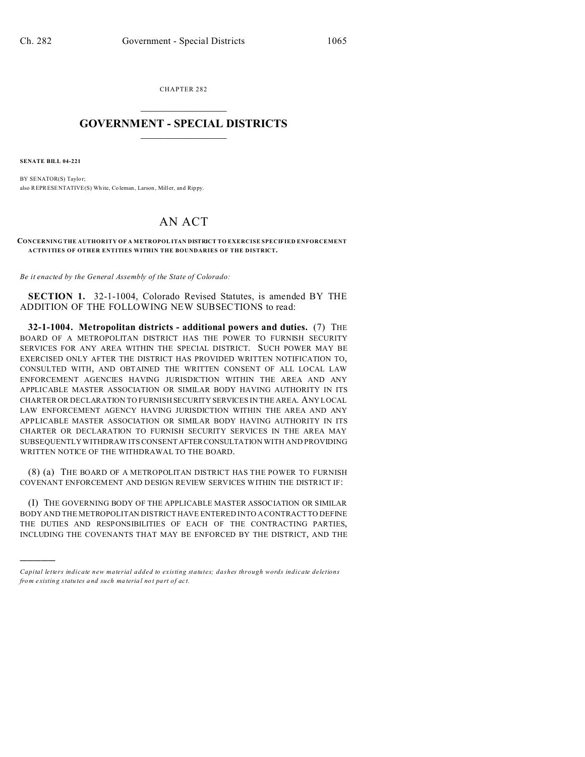CHAPTER 282

# GOVERNMENT - SPECIAL DISTRICTS

**SENATE BILL 04-221**

BY SENATOR(S) Taylor;
also REPRESENTATIVE(S) White, Coleman, Larson, Miller, and Rippy.

## AN ACT

**CONCERNING THE AUTHORITY OF A METROPOLITAN DISTRICT TO EXERCISE SPECIFIED ENFORCEMENT ACTIVITIES OF OTHER ENTITIES WITHIN THE BOUNDARIES OF THE DISTRICT.**

*Be it enacted by the General Assembly of the State of Colorado:*

**SECTION 1.** 32-1-1004, Colorado Revised Statutes, is amended BY THE ADDITION OF THE FOLLOWING NEW SUBSECTIONS to read:

**32-1-1004. Metropolitan districts - additional powers and duties.** (7) THE BOARD OF A METROPOLITAN DISTRICT HAS THE POWER TO FURNISH SECURITY SERVICES FOR ANY AREA WITHIN THE SPECIAL DISTRICT. SUCH POWER MAY BE EXERCISED ONLY AFTER THE DISTRICT HAS PROVIDED WRITTEN NOTIFICATION TO, CONSULTED WITH, AND OBTAINED THE WRITTEN CONSENT OF ALL LOCAL LAW ENFORCEMENT AGENCIES HAVING JURISDICTION WITHIN THE AREA AND ANY APPLICABLE MASTER ASSOCIATION OR SIMILAR BODY HAVING AUTHORITY IN ITS CHARTER OR DECLARATION TO FURNISH SECURITY SERVICES IN THE AREA. ANY LOCAL LAW ENFORCEMENT AGENCY HAVING JURISDICTION WITHIN THE AREA AND ANY APPLICABLE MASTER ASSOCIATION OR SIMILAR BODY HAVING AUTHORITY IN ITS CHARTER OR DECLARATION TO FURNISH SECURITY SERVICES IN THE AREA MAY SUBSEQUENTLY WITHDRAW ITS CONSENT AFTER CONSULTATION WITH AND PROVIDING WRITTEN NOTICE OF THE WITHDRAWAL TO THE BOARD.

(8) (a) THE BOARD OF A METROPOLITAN DISTRICT HAS THE POWER TO FURNISH COVENANT ENFORCEMENT AND DESIGN REVIEW SERVICES WITHIN THE DISTRICT IF:

(I) THE GOVERNING BODY OF THE APPLICABLE MASTER ASSOCIATION OR SIMILAR BODY AND THE METROPOLITAN DISTRICT HAVE ENTERED INTO A CONTRACT TO DEFINE THE DUTIES AND RESPONSIBILITIES OF EACH OF THE CONTRACTING PARTIES, INCLUDING THE COVENANTS THAT MAY BE ENFORCED BY THE DISTRICT, AND THE

---

*Capital letters indicate new material added to existing statutes; dashes through words indicate deletions from existing statutes and such material not part of act.*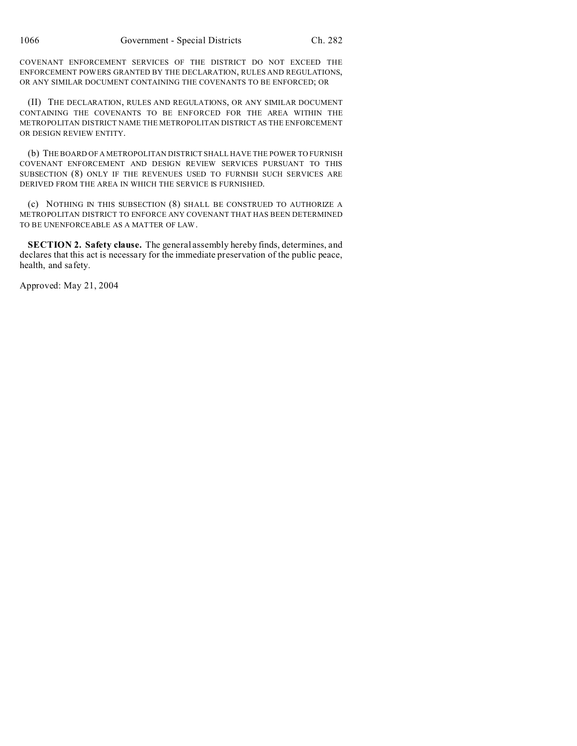COVENANT ENFORCEMENT SERVICES OF THE DISTRICT DO NOT EXCEED THE ENFORCEMENT POWERS GRANTED BY THE DECLARATION, RULES AND REGULATIONS, OR ANY SIMILAR DOCUMENT CONTAINING THE COVENANTS TO BE ENFORCED; OR

(II) THE DECLARATION, RULES AND REGULATIONS, OR ANY SIMILAR DOCUMENT CONTAINING THE COVENANTS TO BE ENFORCED FOR THE AREA WITHIN THE METROPOLITAN DISTRICT NAME THE METROPOLITAN DISTRICT AS THE ENFORCEMENT OR DESIGN REVIEW ENTITY.

(b) THE BOARD OF A METROPOLITAN DISTRICT SHALL HAVE THE POWER TO FURNISH COVENANT ENFORCEMENT AND DESIGN REVIEW SERVICES PURSUANT TO THIS SUBSECTION (8) ONLY IF THE REVENUES USED TO FURNISH SUCH SERVICES ARE DERIVED FROM THE AREA IN WHICH THE SERVICE IS FURNISHED.

(c) NOTHING IN THIS SUBSECTION (8) SHALL BE CONSTRUED TO AUTHORIZE A METROPOLITAN DISTRICT TO ENFORCE ANY COVENANT THAT HAS BEEN DETERMINED TO BE UNENFORCEABLE AS A MATTER OF LAW.

**SECTION 2. Safety clause.** The general assembly hereby finds, determines, and declares that this act is necessary for the immediate preservation of the public peace, health, and safety.

Approved: May 21, 2004